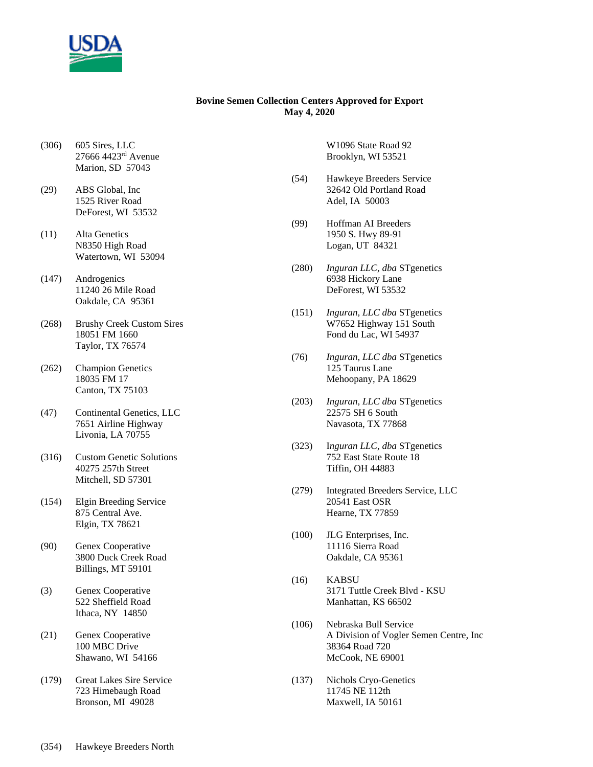**Bovine Semen Collection Centers Approved for Export**
**May 4, 2020**

(306) 605 Sires, LLC
27666 4423rd Avenue
Marion, SD 57043

(29) ABS Global, Inc
1525 River Road
DeForest, WI 53532

(11) Alta Genetics
N8350 High Road
Watertown, WI 53094

(147) Androgenics
11240 26 Mile Road
Oakdale, CA 95361

(268) Brushy Creek Custom Sires
18051 FM 1660
Taylor, TX 76574

(262) Champion Genetics
18035 FM 17
Canton, TX 75103

(47) Continental Genetics, LLC
7651 Airline Highway
Livonia, LA 70755

(316) Custom Genetic Solutions
40275 257th Street
Mitchell, SD 57301

(154) Elgin Breeding Service
875 Central Ave.
Elgin, TX 78621

(90) Genex Cooperative
3800 Duck Creek Road
Billings, MT 59101

(3) Genex Cooperative
522 Sheffield Road
Ithaca, NY 14850

(21) Genex Cooperative
100 MBC Drive
Shawano, WI 54166

(179) Great Lakes Sire Service
723 Himebaugh Road
Bronson, MI 49028

(354) Hawkeye Breeders North
W1096 State Road 92
Brooklyn, WI 53521

(54) Hawkeye Breeders Service
32642 Old Portland Road
Adel, IA 50003

(99) Hoffman AI Breeders
1950 S. Hwy 89-91
Logan, UT 84321

(280) *Inguran LLC, dba* STgenetics
6938 Hickory Lane
DeForest, WI 53532

(151) *Inguran, LLC dba* STgenetics
W7652 Highway 151 South
Fond du Lac, WI 54937

(76) *Inguran, LLC dba* STgenetics
125 Taurus Lane
Mehoopany, PA 18629

(203) *Inguran, LLC dba* STgenetics
22575 SH 6 South
Navasota, TX 77868

(323) *Inguran LLC, dba* STgenetics
752 East State Route 18
Tiffin, OH 44883

(279) Integrated Breeders Service, LLC
20541 East OSR
Hearne, TX 77859

(100) JLG Enterprises, Inc.
11116 Sierra Road
Oakdale, CA 95361

(16) KABSU
3171 Tuttle Creek Blvd - KSU
Manhattan, KS 66502

(106) Nebraska Bull Service
A Division of Vogler Semen Centre, Inc
38364 Road 720
McCook, NE 69001

(137) Nichols Cryo-Genetics
11745 NE 112th
Maxwell, IA 50161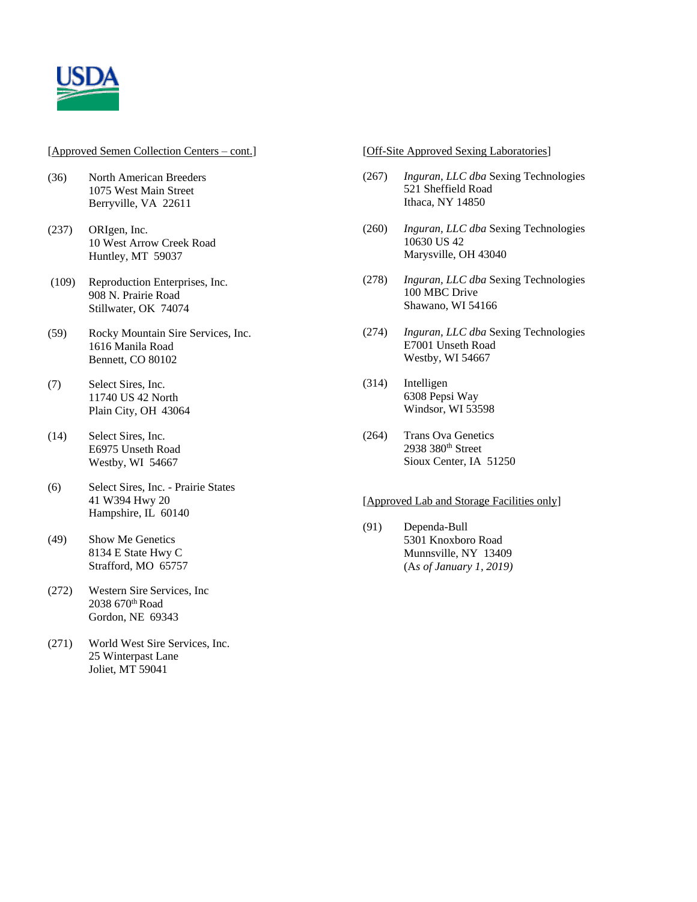[Approved Semen Collection Centers – cont.]

(36) North American Breeders
1075 West Main Street
Berryville, VA 22611

(237) ORIgen, Inc.
10 West Arrow Creek Road
Huntley, MT 59037

(109) Reproduction Enterprises, Inc.
908 N. Prairie Road
Stillwater, OK 74074

(59) Rocky Mountain Sire Services, Inc.
1616 Manila Road
Bennett, CO 80102

(7) Select Sires, Inc.
11740 US 42 North
Plain City, OH 43064

(14) Select Sires, Inc.
E6975 Unseth Road
Westby, WI 54667

(6) Select Sires, Inc. - Prairie States
41 W394 Hwy 20
Hampshire, IL 60140

(49) Show Me Genetics
8134 E State Hwy C
Strafford, MO 65757

(272) Western Sire Services, Inc
2038 670th Road
Gordon, NE 69343

(271) World West Sire Services, Inc.
25 Winterpast Lane
Joliet, MT 59041

[Off-Site Approved Sexing Laboratories]

(267) *Inguran, LLC dba* Sexing Technologies
521 Sheffield Road
Ithaca, NY 14850

(260) *Inguran, LLC dba* Sexing Technologies
10630 US 42
Marysville, OH 43040

(278) *Inguran, LLC dba* Sexing Technologies
100 MBC Drive
Shawano, WI 54166

(274) *Inguran, LLC dba* Sexing Technologies
E7001 Unseth Road
Westby, WI 54667

(314) Intelligen
6308 Pepsi Way
Windsor, WI 53598

(264) Trans Ova Genetics
2938 380th Street
Sioux Center, IA 51250

[Approved Lab and Storage Facilities only]

(91) Dependa-Bull
5301 Knoxboro Road
Munnsville, NY 13409
(*As of January 1, 2019)*